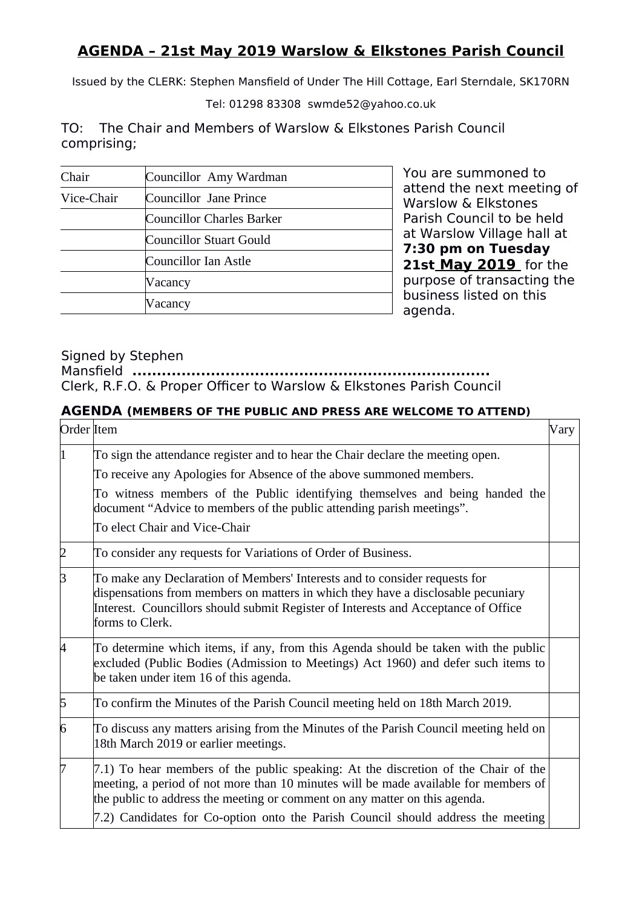## AGENDA – 21st May 2019 Warslow & Elkstones Parish Council

Issued by the CLERK: Stephen Mansfield of Under The Hill Cottage, Earl Sterndale, SK170RN

Tel: 01298 83308 swmde52@yahoo.co.uk

TO: The Chair and Members of Warslow & Elkstones Parish Council comprising;

| Chair | Councillor Amy Wardman |
|---|---|
| Vice-Chair | Councillor Jane Prince |
| | Councillor Charles Barker |
| | Councillor Stuart Gould |
| | Councillor Ian Astle |
| | Vacancy |
| | Vacancy |

You are summoned to attend the next meeting of Warslow & Elkstones Parish Council to be held at Warslow Village hall at **7:30 pm on Tuesday 21st May 2019** for the purpose of transacting the business listed on this agenda.

Signed by Stephen Mansfield **.........................................................................**
Clerk, R.F.O. & Proper Officer to Warslow & Elkstones Parish Council

**AGENDA (MEMBERS OF THE PUBLIC AND PRESS ARE WELCOME TO ATTEND)**

| Order | Item | Vary |
|---|---|---|
| 1 | To sign the attendance register and to hear the Chair declare the meeting open.<br>To receive any Apologies for Absence of the above summoned members.<br>To witness members of the Public identifying themselves and being handed the document "Advice to members of the public attending parish meetings".<br>To elect Chair and Vice-Chair | |
| 2 | To consider any requests for Variations of Order of Business. | |
| 3 | To make any Declaration of Members' Interests and to consider requests for dispensations from members on matters in which they have a disclosable pecuniary Interest. Councillors should submit Register of Interests and Acceptance of Office forms to Clerk. | |
| 4 | To determine which items, if any, from this Agenda should be taken with the public excluded (Public Bodies (Admission to Meetings) Act 1960) and defer such items to be taken under item 16 of this agenda. | |
| 5 | To confirm the Minutes of the Parish Council meeting held on 18th March 2019. | |
| 6 | To discuss any matters arising from the Minutes of the Parish Council meeting held on 18th March 2019 or earlier meetings. | |
| 7 | 7.1) To hear members of the public speaking: At the discretion of the Chair of the meeting, a period of not more than 10 minutes will be made available for members of the public to address the meeting or comment on any matter on this agenda.<br>7.2) Candidates for Co-option onto the Parish Council should address the meeting | |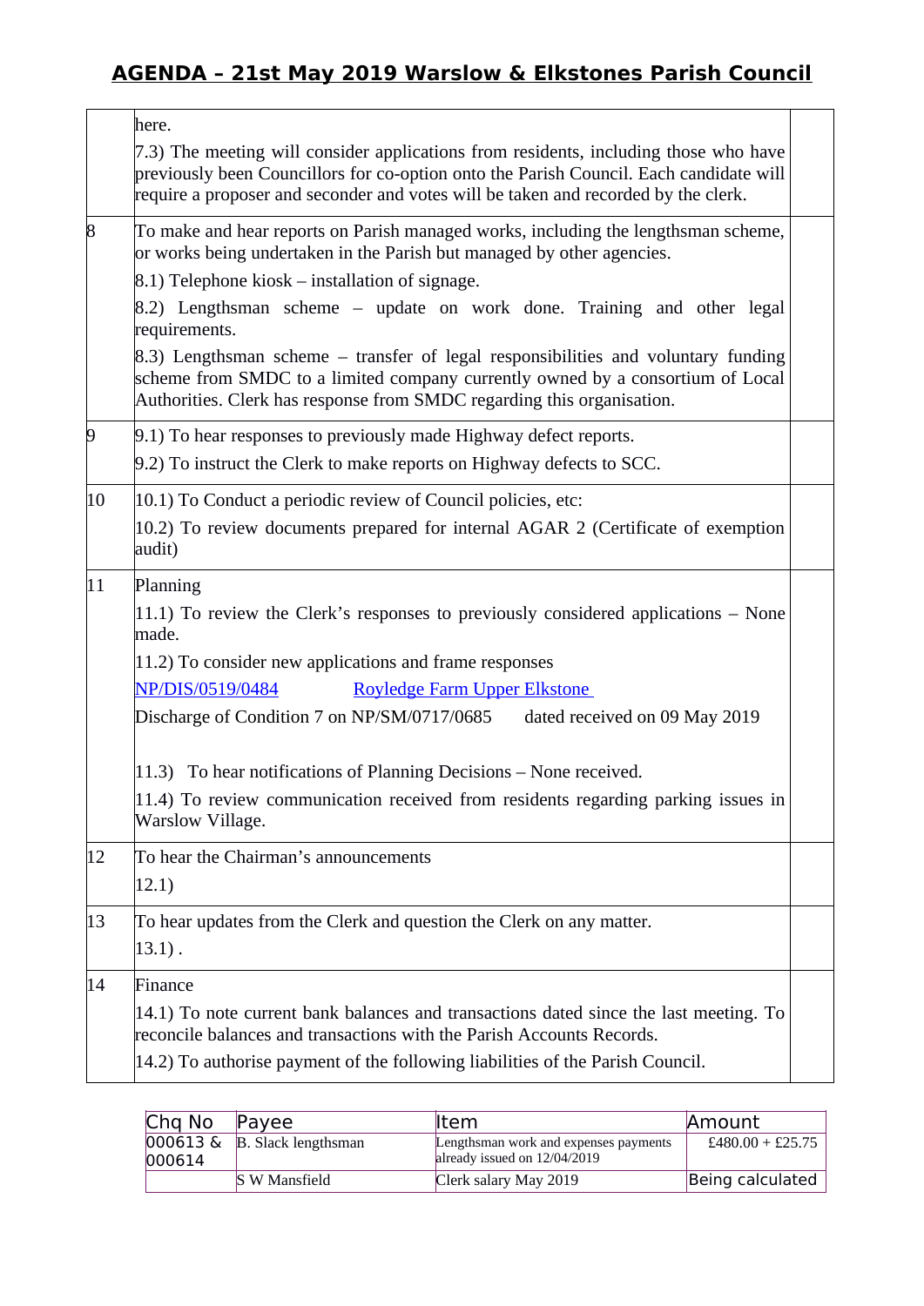| | | |
|---|---|---|
| | here.<br>7.3) The meeting will consider applications from residents, including those who have previously been Councillors for co-option onto the Parish Council. Each candidate will require a proposer and seconder and votes will be taken and recorded by the clerk. | |
| 8 | To make and hear reports on Parish managed works, including the lengthsman scheme, or works being undertaken in the Parish but managed by other agencies.<br>8.1) Telephone kiosk – installation of signage.<br>8.2) Lengthsman scheme – update on work done. Training and other legal requirements.<br>8.3) Lengthsman scheme – transfer of legal responsibilities and voluntary funding scheme from SMDC to a limited company currently owned by a consortium of Local Authorities. Clerk has response from SMDC regarding this organisation. | |
| 9 | 9.1) To hear responses to previously made Highway defect reports.<br>9.2) To instruct the Clerk to make reports on Highway defects to SCC. | |
| 10 | 10.1) To Conduct a periodic review of Council policies, etc:<br>10.2) To review documents prepared for internal AGAR 2 (Certificate of exemption audit) | |
| 11 | Planning<br>11.1) To review the Clerk's responses to previously considered applications – None made.<br>11.2) To consider new applications and frame responses<br>NP/DIS/0519/0484 Royledge Farm Upper Elkstone<br>Discharge of Condition 7 on NP/SM/0717/0685 dated received on 09 May 2019<br>11.3) To hear notifications of Planning Decisions – None received.<br>11.4) To review communication received from residents regarding parking issues in Warslow Village. | |
| 12 | To hear the Chairman's announcements<br>12.1) | |
| 13 | To hear updates from the Clerk and question the Clerk on any matter.<br>13.1) . | |
| 14 | Finance<br>14.1) To note current bank balances and transactions dated since the last meeting. To reconcile balances and transactions with the Parish Accounts Records.<br>14.2) To authorise payment of the following liabilities of the Parish Council. | |

| Chq No | Payee | Item | Amount |
|---|---|---|---|
| 000613 & 000614 | B. Slack lengthsman | Lengthsman work and expenses payments already issued on 12/04/2019 | £480.00 + £25.75 |
| | S W Mansfield | Clerk salary May 2019 | Being calculated |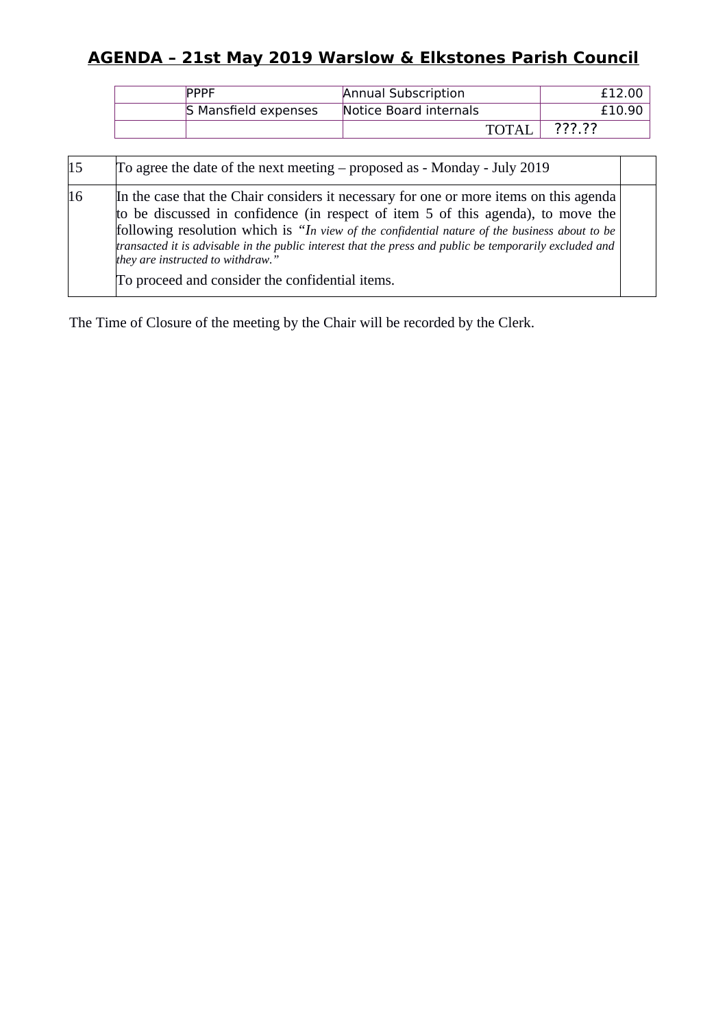# AGENDA – 21st May 2019 Warslow & Elkstones Parish Council

| | | | |
|---|---|---|---|
| | PPPF | Annual Subscription | £12.00 |
| | S Mansfield expenses | Notice Board internals | £10.90 |
| | | TOTAL | ???.?? |

| | | |
|---|---|---|
| 15 | To agree the date of the next meeting – proposed as - Monday - July 2019 | |
| 16 | In the case that the Chair considers it necessary for one or more items on this agenda to be discussed in confidence (in respect of item 5 of this agenda), to move the following resolution which is *"In view of the confidential nature of the business about to be transacted it is advisable in the public interest that the press and public be temporarily excluded and they are instructed to withdraw."*<br>To proceed and consider the confidential items. | |

The Time of Closure of the meeting by the Chair will be recorded by the Clerk.